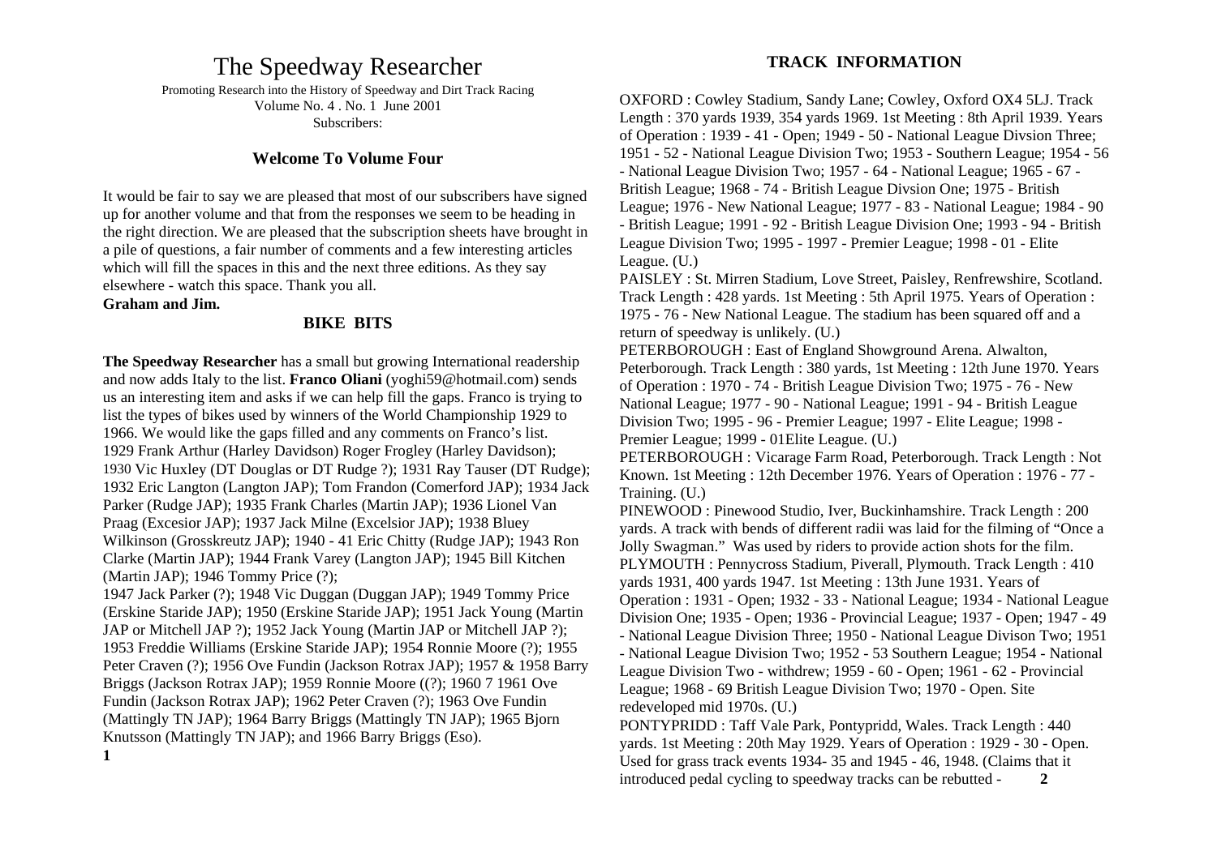# The Speedway Researcher

Promoting Research into the History of Speedway and Dirt Track Racing
Volume No. 4 . No. 1 June 2001
Subscribers:

## Welcome To Volume Four

It would be fair to say we are pleased that most of our subscribers have signed up for another volume and that from the responses we seem to be heading in the right direction. We are pleased that the subscription sheets have brought in a pile of questions, a fair number of comments and a few interesting articles which will fill the spaces in this and the next three editions. As they say elsewhere - watch this space. Thank you all.
**Graham and Jim.**

## BIKE BITS

**The Speedway Researcher** has a small but growing International readership and now adds Italy to the list. **Franco Oliani** (yoghi59@hotmail.com) sends us an interesting item and asks if we can help fill the gaps. Franco is trying to list the types of bikes used by winners of the World Championship 1929 to 1966. We would like the gaps filled and any comments on Franco's list.
1929 Frank Arthur (Harley Davidson) Roger Frogley (Harley Davidson); 1930 Vic Huxley (DT Douglas or DT Rudge ?); 1931 Ray Tauser (DT Rudge); 1932 Eric Langton (Langton JAP); Tom Frandon (Comerford JAP); 1934 Jack Parker (Rudge JAP); 1935 Frank Charles (Martin JAP); 1936 Lionel Van Praag (Excesior JAP); 1937 Jack Milne (Excelsior JAP); 1938 Bluey Wilkinson (Grosskreutz JAP); 1940 - 41 Eric Chitty (Rudge JAP); 1943 Ron Clarke (Martin JAP); 1944 Frank Varey (Langton JAP); 1945 Bill Kitchen (Martin JAP); 1946 Tommy Price (?);
1947 Jack Parker (?); 1948 Vic Duggan (Duggan JAP); 1949 Tommy Price (Erskine Staride JAP); 1950 (Erskine Staride JAP); 1951 Jack Young (Martin JAP or Mitchell JAP ?); 1952 Jack Young (Martin JAP or Mitchell JAP ?); 1953 Freddie Williams (Erskine Staride JAP); 1954 Ronnie Moore (?); 1955 Peter Craven (?); 1956 Ove Fundin (Jackson Rotrax JAP); 1957 & 1958 Barry Briggs (Jackson Rotrax JAP); 1959 Ronnie Moore ((?); 1960 7 1961 Ove Fundin (Jackson Rotrax JAP); 1962 Peter Craven (?); 1963 Ove Fundin (Mattingly TN JAP); 1964 Barry Briggs (Mattingly TN JAP); 1965 Bjorn Knutsson (Mattingly TN JAP); and 1966 Barry Briggs (Eso).

## TRACK INFORMATION

OXFORD : Cowley Stadium, Sandy Lane; Cowley, Oxford OX4 5LJ. Track Length : 370 yards 1939, 354 yards 1969. 1st Meeting : 8th April 1939. Years of Operation : 1939 - 41 - Open; 1949 - 50 - National League Divsion Three; 1951 - 52 - National League Division Two; 1953 - Southern League; 1954 - 56 - National League Division Two; 1957 - 64 - National League; 1965 - 67 - British League; 1968 - 74 - British League Divsion One; 1975 - British League; 1976 - New National League; 1977 - 83 - National League; 1984 - 90 - British League; 1991 - 92 - British League Division One; 1993 - 94 - British League Division Two; 1995 - 1997 - Premier League; 1998 - 01 - Elite League. (U.)

PAISLEY : St. Mirren Stadium, Love Street, Paisley, Renfrewshire, Scotland. Track Length : 428 yards. 1st Meeting : 5th April 1975. Years of Operation : 1975 - 76 - New National League. The stadium has been squared off and a return of speedway is unlikely. (U.)

PETERBOROUGH : East of England Showground Arena. Alwalton, Peterborough. Track Length : 380 yards, 1st Meeting : 12th June 1970. Years of Operation : 1970 - 74 - British League Division Two; 1975 - 76 - New National League; 1977 - 90 - National League; 1991 - 94 - British League Division Two; 1995 - 96 - Premier League; 1997 - Elite League; 1998 - Premier League; 1999 - 01Elite League. (U.)

PETERBOROUGH : Vicarage Farm Road, Peterborough. Track Length : Not Known. 1st Meeting : 12th December 1976. Years of Operation : 1976 - 77 - Training. (U.)

PINEWOOD : Pinewood Studio, Iver, Buckinhamshire. Track Length : 200 yards. A track with bends of different radii was laid for the filming of "Once a Jolly Swagman." Was used by riders to provide action shots for the film.

PLYMOUTH : Pennycross Stadium, Piverall, Plymouth. Track Length : 410 yards 1931, 400 yards 1947. 1st Meeting : 13th June 1931. Years of Operation : 1931 - Open; 1932 - 33 - National League; 1934 - National League Division One; 1935 - Open; 1936 - Provincial League; 1937 - Open; 1947 - 49 - National League Division Three; 1950 - National League Divison Two; 1951 - National League Division Two; 1952 - 53 Southern League; 1954 - National League Division Two - withdrew; 1959 - 60 - Open; 1961 - 62 - Provincial League; 1968 - 69 British League Division Two; 1970 - Open. Site redeveloped mid 1970s. (U.)

PONTYPRIDD : Taff Vale Park, Pontypridd, Wales. Track Length : 440 yards. 1st Meeting : 20th May 1929. Years of Operation : 1929 - 30 - Open. Used for grass track events 1934- 35 and 1945 - 46, 1948. (Claims that it introduced pedal cycling to speedway tracks can be rebutted -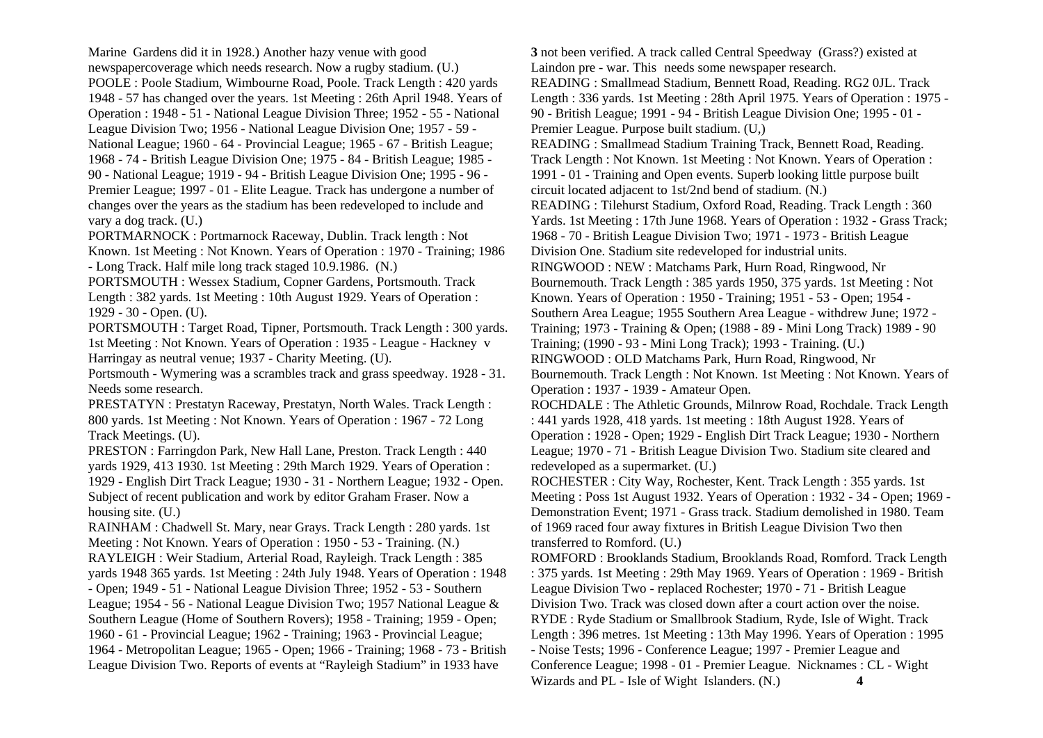Marine Gardens did it in 1928.) Another hazy venue with good newspapercoverage which needs research. Now a rugby stadium. (U.)

POOLE : Poole Stadium, Wimbourne Road, Poole. Track Length : 420 yards 1948 - 57 has changed over the years. 1st Meeting : 26th April 1948. Years of Operation : 1948 - 51 - National League Division Three; 1952 - 55 - National League Division Two; 1956 - National League Division One; 1957 - 59 - National League; 1960 - 64 - Provincial League; 1965 - 67 - British League; 1968 - 74 - British League Division One; 1975 - 84 - British League; 1985 - 90 - National League; 1919 - 94 - British League Division One; 1995 - 96 - Premier League; 1997 - 01 - Elite League. Track has undergone a number of changes over the years as the stadium has been redeveloped to include and vary a dog track. (U.)

PORTMARNOCK : Portmarnock Raceway, Dublin. Track length : Not Known. 1st Meeting : Not Known. Years of Operation : 1970 - Training; 1986 - Long Track. Half mile long track staged 10.9.1986. (N.)

PORTSMOUTH : Wessex Stadium, Copner Gardens, Portsmouth. Track Length : 382 yards. 1st Meeting : 10th August 1929. Years of Operation : 1929 - 30 - Open. (U).

PORTSMOUTH : Target Road, Tipner, Portsmouth. Track Length : 300 yards. 1st Meeting : Not Known. Years of Operation : 1935 - League - Hackney v Harringay as neutral venue; 1937 - Charity Meeting. (U).

Portsmouth - Wymering was a scrambles track and grass speedway. 1928 - 31. Needs some research.

PRESTATYN : Prestatyn Raceway, Prestatyn, North Wales. Track Length : 800 yards. 1st Meeting : Not Known. Years of Operation : 1967 - 72 Long Track Meetings. (U).

PRESTON : Farringdon Park, New Hall Lane, Preston. Track Length : 440 yards 1929, 413 1930. 1st Meeting : 29th March 1929. Years of Operation : 1929 - English Dirt Track League; 1930 - 31 - Northern League; 1932 - Open. Subject of recent publication and work by editor Graham Fraser. Now a housing site. (U.)

RAINHAM : Chadwell St. Mary, near Grays. Track Length : 280 yards. 1st Meeting : Not Known. Years of Operation : 1950 - 53 - Training. (N.)

RAYLEIGH : Weir Stadium, Arterial Road, Rayleigh. Track Length : 385 yards 1948 365 yards. 1st Meeting : 24th July 1948. Years of Operation : 1948 - Open; 1949 - 51 - National League Division Three; 1952 - 53 - Southern League; 1954 - 56 - National League Division Two; 1957 National League & Southern League (Home of Southern Rovers); 1958 - Training; 1959 - Open; 1960 - 61 - Provincial League; 1962 - Training; 1963 - Provincial League; 1964 - Metropolitan League; 1965 - Open; 1966 - Training; 1968 - 73 - British League Division Two. Reports of events at "Rayleigh Stadium" in 1933 have not been verified. A track called Central Speedway (Grass?) existed at Laindon pre - war. This needs some newspaper research.

READING : Smallmead Stadium, Bennett Road, Reading. RG2 0JL. Track Length : 336 yards. 1st Meeting : 28th April 1975. Years of Operation : 1975 - 90 - British League; 1991 - 94 - British League Division One; 1995 - 01 - Premier League. Purpose built stadium. (U,)

READING : Smallmead Stadium Training Track, Bennett Road, Reading. Track Length : Not Known. 1st Meeting : Not Known. Years of Operation : 1991 - 01 - Training and Open events. Superb looking little purpose built circuit located adjacent to 1st/2nd bend of stadium. (N.)

READING : Tilehurst Stadium, Oxford Road, Reading. Track Length : 360 Yards. 1st Meeting : 17th June 1968. Years of Operation : 1932 - Grass Track; 1968 - 70 - British League Division Two; 1971 - 1973 - British League Division One. Stadium site redeveloped for industrial units.

RINGWOOD : NEW : Matchams Park, Hurn Road, Ringwood, Nr Bournemouth. Track Length : 385 yards 1950, 375 yards. 1st Meeting : Not Known. Years of Operation : 1950 - Training; 1951 - 53 - Open; 1954 - Southern Area League; 1955 Southern Area League - withdrew June; 1972 - Training; 1973 - Training & Open; (1988 - 89 - Mini Long Track) 1989 - 90 Training; (1990 - 93 - Mini Long Track); 1993 - Training. (U.)

RINGWOOD : OLD Matchams Park, Hurn Road, Ringwood, Nr Bournemouth. Track Length : Not Known. 1st Meeting : Not Known. Years of Operation : 1937 - 1939 - Amateur Open.

ROCHDALE : The Athletic Grounds, Milnrow Road, Rochdale. Track Length : 441 yards 1928, 418 yards. 1st meeting : 18th August 1928. Years of Operation : 1928 - Open; 1929 - English Dirt Track League; 1930 - Northern League; 1970 - 71 - British League Division Two. Stadium site cleared and redeveloped as a supermarket. (U.)

ROCHESTER : City Way, Rochester, Kent. Track Length : 355 yards. 1st Meeting : Poss 1st August 1932. Years of Operation : 1932 - 34 - Open; 1969 - Demonstration Event; 1971 - Grass track. Stadium demolished in 1980. Team of 1969 raced four away fixtures in British League Division Two then transferred to Romford. (U.)

ROMFORD : Brooklands Stadium, Brooklands Road, Romford. Track Length : 375 yards. 1st Meeting : 29th May 1969. Years of Operation : 1969 - British League Division Two - replaced Rochester; 1970 - 71 - British League Division Two. Track was closed down after a court action over the noise.

RYDE : Ryde Stadium or Smallbrook Stadium, Ryde, Isle of Wight. Track Length : 396 metres. 1st Meeting : 13th May 1996. Years of Operation : 1995 - Noise Tests; 1996 - Conference League; 1997 - Premier League and Conference League; 1998 - 01 - Premier League. Nicknames : CL - Wight Wizards and PL - Isle of Wight Islanders. (N.)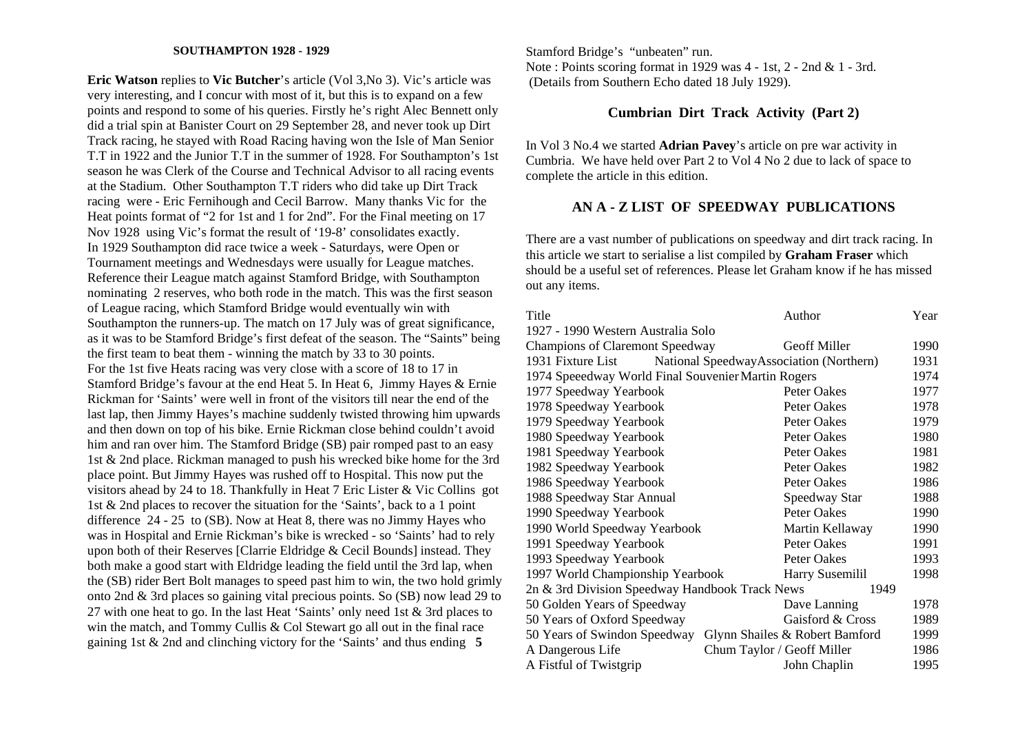## SOUTHAMPTON 1928 - 1929

**Eric Watson** replies to **Vic Butcher**'s article (Vol 3,No 3). Vic's article was very interesting, and I concur with most of it, but this is to expand on a few points and respond to some of his queries. Firstly he's right Alec Bennett only did a trial spin at Banister Court on 29 September 28, and never took up Dirt Track racing, he stayed with Road Racing having won the Isle of Man Senior T.T in 1922 and the Junior T.T in the summer of 1928. For Southampton's 1st season he was Clerk of the Course and Technical Advisor to all racing events at the Stadium. Other Southampton T.T riders who did take up Dirt Track racing were - Eric Fernihough and Cecil Barrow. Many thanks Vic for the Heat points format of "2 for 1st and 1 for 2nd". For the Final meeting on 17 Nov 1928 using Vic's format the result of '19-8' consolidates exactly.
In 1929 Southampton did race twice a week - Saturdays, were Open or Tournament meetings and Wednesdays were usually for League matches. Reference their League match against Stamford Bridge, with Southampton nominating 2 reserves, who both rode in the match. This was the first season of League racing, which Stamford Bridge would eventually win with Southampton the runners-up. The match on 17 July was of great significance, as it was to be Stamford Bridge's first defeat of the season. The "Saints" being the first team to beat them - winning the match by 33 to 30 points.
For the 1st five Heats racing was very close with a score of 18 to 17 in Stamford Bridge's favour at the end Heat 5. In Heat 6, Jimmy Hayes & Ernie Rickman for 'Saints' were well in front of the visitors till near the end of the last lap, then Jimmy Hayes's machine suddenly twisted throwing him upwards and then down on top of his bike. Ernie Rickman close behind couldn't avoid him and ran over him. The Stamford Bridge (SB) pair romped past to an easy 1st & 2nd place. Rickman managed to push his wrecked bike home for the 3rd place point. But Jimmy Hayes was rushed off to Hospital. This now put the visitors ahead by 24 to 18. Thankfully in Heat 7 Eric Lister & Vic Collins got 1st & 2nd places to recover the situation for the 'Saints', back to a 1 point difference 24 - 25 to (SB). Now at Heat 8, there was no Jimmy Hayes who was in Hospital and Ernie Rickman's bike is wrecked - so 'Saints' had to rely upon both of their Reserves [Clarrie Eldridge & Cecil Bounds] instead. They both make a good start with Eldridge leading the field until the 3rd lap, when the (SB) rider Bert Bolt manages to speed past him to win, the two hold grimly onto 2nd & 3rd places so gaining vital precious points. So (SB) now lead 29 to 27 with one heat to go. In the last Heat 'Saints' only need 1st & 3rd places to win the match, and Tommy Cullis & Col Stewart go all out in the final race gaining 1st & 2nd and clinching victory for the 'Saints' and thus ending Stamford Bridge's "unbeaten" run.

Note : Points scoring format in 1929 was 4 - 1st, 2 - 2nd & 1 - 3rd.
(Details from Southern Echo dated 18 July 1929).

## Cumbrian Dirt Track Activity (Part 2)

In Vol 3 No.4 we started **Adrian Pavey**'s article on pre war activity in Cumbria. We have held over Part 2 to Vol 4 No 2 due to lack of space to complete the article in this edition.

## AN A - Z LIST OF SPEEDWAY PUBLICATIONS

There are a vast number of publications on speedway and dirt track racing. In this article we start to serialise a list compiled by **Graham Fraser** which should be a useful set of references. Please let Graham know if he has missed out any items.

| Title | Author | Year |
|---|---|---|
| 1927 - 1990 Western Australia Solo Champions of Claremont Speedway | Geoff Miller | 1990 |
| 1931 Fixture List | National Speedway Association (Northern) | 1931 |
| 1974 Speeedway World Final Souvenier | Martin Rogers | 1974 |
| 1977 Speedway Yearbook | Peter Oakes | 1977 |
| 1978 Speedway Yearbook | Peter Oakes | 1978 |
| 1979 Speedway Yearbook | Peter Oakes | 1979 |
| 1980 Speedway Yearbook | Peter Oakes | 1980 |
| 1981 Speedway Yearbook | Peter Oakes | 1981 |
| 1982 Speedway Yearbook | Peter Oakes | 1982 |
| 1986 Speedway Yearbook | Peter Oakes | 1986 |
| 1988 Speedway Star Annual | Speedway Star | 1988 |
| 1990 Speedway Yearbook | Peter Oakes | 1990 |
| 1990 World Speedway Yearbook | Martin Kellaway | 1990 |
| 1991 Speedway Yearbook | Peter Oakes | 1991 |
| 1993 Speedway Yearbook | Peter Oakes | 1993 |
| 1997 World Championship Yearbook | Harry Susemilil | 1998 |
| 2n & 3rd Division Speedway Handbook | Track News | 1949 |
| 50 Golden Years of Speedway | Dave Lanning | 1978 |
| 50 Years of Oxford Speedway | Gaisford & Cross | 1989 |
| 50 Years of Swindon Speedway | Glynn Shailes & Robert Bamford | 1999 |
| A Dangerous Life | Chum Taylor / Geoff Miller | 1986 |
| A Fistful of Twistgrip | John Chaplin | 1995 |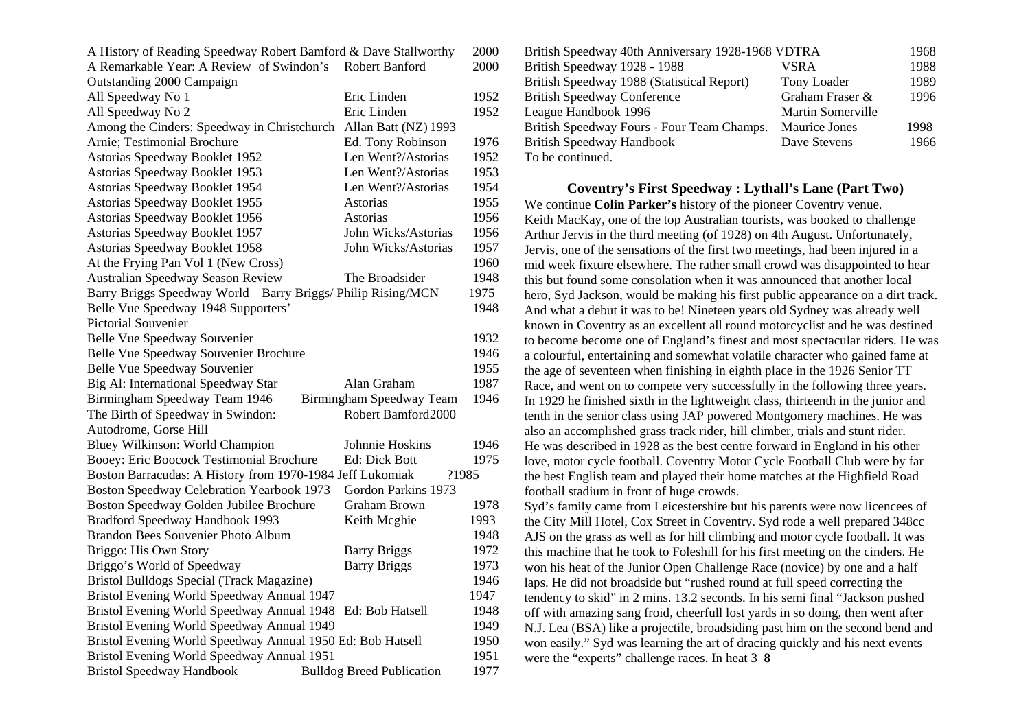| Title | Author/Publisher | Year |
|---|---|---|
| A History of Reading Speedway | Robert Bamford & Dave Stallworthy | 2000 |
| A Remarkable Year: A Review of Swindon's Outstanding 2000 Campaign | Robert Banford | 2000 |
| All Speedway No 1 | Eric Linden | 1952 |
| All Speedway No 2 | Eric Linden | 1952 |
| Among the Cinders: Speedway in Christchurch | Allan Batt (NZ) | 1993 |
| Arnie; Testimonial Brochure | Ed. Tony Robinson | 1976 |
| Astorias Speedway Booklet 1952 | Len Went?/Astorias | 1952 |
| Astorias Speedway Booklet 1953 | Len Went?/Astorias | 1953 |
| Astorias Speedway Booklet 1954 | Len Went?/Astorias | 1954 |
| Astorias Speedway Booklet 1955 | Astorias | 1955 |
| Astorias Speedway Booklet 1956 | Astorias | 1956 |
| Astorias Speedway Booklet 1957 | John Wicks/Astorias | 1956 |
| Astorias Speedway Booklet 1958 | John Wicks/Astorias | 1957 |
| At the Frying Pan Vol 1 (New Cross) | | 1960 |
| Australian Speedway Season Review | The Broadsider | 1948 |
| Barry Briggs Speedway World | Barry Briggs/ Philip Rising/MCN | 1975 |
| Belle Vue Speedway 1948 Supporters' Pictorial Souvenier | | 1948 |
| Belle Vue Speedway Souvenier | | 1932 |
| Belle Vue Speedway Souvenier Brochure | | 1946 |
| Belle Vue Speedway Souvenier | | 1955 |
| Big Al: International Speedway Star | Alan Graham | 1987 |
| Birmingham Speedway Team 1946 | Birmingham Speedway Team | 1946 |
| The Birth of Speedway in Swindon: Autodrome, Gorse Hill | Robert Bamford | 2000 |
| Bluey Wilkinson: World Champion | Johnnie Hoskins | 1946 |
| Booey: Eric Boocock Testimonial Brochure | Ed: Dick Bott | 1975 |
| Boston Barracudas: A History from 1970-1984 | Jeff Lukomiak | ?1985 |
| Boston Speedway Celebration Yearbook 1973 | Gordon Parkins | 1973 |
| Boston Speedway Golden Jubilee Brochure | Graham Brown | 1978 |
| Bradford Speedway Handbook 1993 | Keith Mcghie | 1993 |
| Brandon Bees Souvenier Photo Album | | 1948 |
| Briggo: His Own Story | Barry Briggs | 1972 |
| Briggo's World of Speedway | Barry Briggs | 1973 |
| Bristol Bulldogs Special (Track Magazine) | | 1946 |
| Bristol Evening World Speedway Annual 1947 | | 1947 |
| Bristol Evening World Speedway Annual 1948 | Ed: Bob Hatsell | 1948 |
| Bristol Evening World Speedway Annual 1949 | | 1949 |
| Bristol Evening World Speedway Annual 1950 | Ed: Bob Hatsell | 1950 |
| Bristol Evening World Speedway Annual 1951 | | 1951 |
| Bristol Speedway Handbook | Bulldog Breed Publication | 1977 |
| British Speedway 40th Anniversary 1928-1968 | VDTRA | 1968 |
| British Speedway 1928 - 1988 | VSRA | 1988 |
| British Speedway 1988 (Statistical Report) | Tony Loader | 1989 |
| British Speedway Conference League Handbook 1996 | Graham Fraser & Martin Somerville | 1996 |
| British Speedway Fours - Four Team Champs. | Maurice Jones | 1998 |
| British Speedway Handbook | Dave Stevens | 1966 |

To be continued.

## Coventry's First Speedway : Lythall's Lane (Part Two)

We continue **Colin Parker's** history of the pioneer Coventry venue.

Keith MacKay, one of the top Australian tourists, was booked to challenge Arthur Jervis in the third meeting (of 1928) on 4th August. Unfortunately, Jervis, one of the sensations of the first two meetings, had been injured in a mid week fixture elsewhere. The rather small crowd was disappointed to hear this but found some consolation when it was announced that another local hero, Syd Jackson, would be making his first public appearance on a dirt track. And what a debut it was to be! Nineteen years old Sydney was already well known in Coventry as an excellent all round motorcyclist and he was destined to become become one of England's finest and most spectacular riders. He was a colourful, entertaining and somewhat volatile character who gained fame at the age of seventeen when finishing in eighth place in the 1926 Senior TT Race, and went on to compete very successfully in the following three years. In 1929 he finished sixth in the lightweight class, thirteenth in the junior and tenth in the senior class using JAP powered Montgomery machines. He was also an accomplished grass track rider, hill climber, trials and stunt rider. He was described in 1928 as the best centre forward in England in his other love, motor cycle football. Coventry Motor Cycle Football Club were by far the best English team and played their home matches at the Highfield Road football stadium in front of huge crowds.

Syd's family came from Leicestershire but his parents were now licencees of the City Mill Hotel, Cox Street in Coventry. Syd rode a well prepared 348cc AJS on the grass as well as for hill climbing and motor cycle football. It was this machine that he took to Foleshill for his first meeting on the cinders. He won his heat of the Junior Open Challenge Race (novice) by one and a half laps. He did not broadside but "rushed round at full speed correcting the tendency to skid" in 2 mins. 13.2 seconds. In his semi final "Jackson pushed off with amazing sang froid, cheerfull lost yards in so doing, then went after N.J. Lea (BSA) like a projectile, broadsiding past him on the second bend and won easily." Syd was learning the art of dracing quickly and his next events were the "experts" challenge races. In heat 3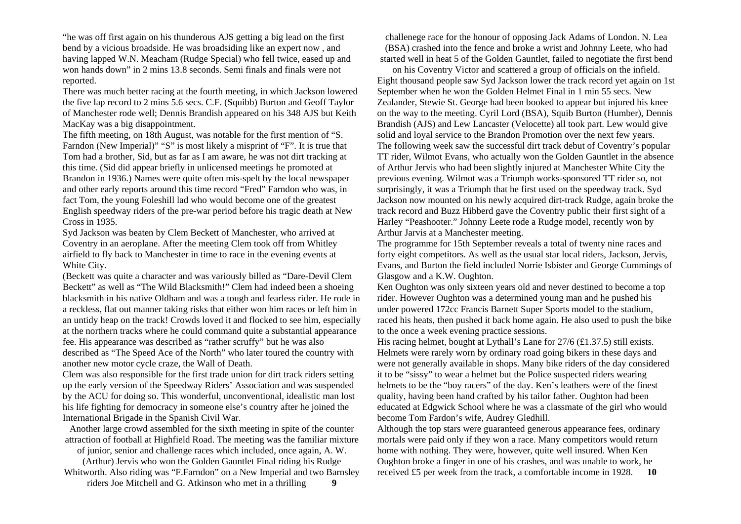"he was off first again on his thunderous AJS getting a big lead on the first bend by a vicious broadside. He was broadsiding like an expert now , and having lapped W.N. Meacham (Rudge Special) who fell twice, eased up and won hands down" in 2 mins 13.8 seconds. Semi finals and finals were not reported.

There was much better racing at the fourth meeting, in which Jackson lowered the five lap record to 2 mins 5.6 secs. C.F. (Squibb) Burton and Geoff Taylor of Manchester rode well; Dennis Brandish appeared on his 348 AJS but Keith MacKay was a big disappointment.

The fifth meeting, on 18th August, was notable for the first mention of "S. Farndon (New Imperial)" "S" is most likely a misprint of "F". It is true that Tom had a brother, Sid, but as far as I am aware, he was not dirt tracking at this time. (Sid did appear briefly in unlicensed meetings he promoted at Brandon in 1936.) Names were quite often mis-spelt by the local newspaper and other early reports around this time record "Fred" Farndon who was, in fact Tom, the young Foleshill lad who would become one of the greatest English speedway riders of the pre-war period before his tragic death at New Cross in 1935.

Syd Jackson was beaten by Clem Beckett of Manchester, who arrived at Coventry in an aeroplane. After the meeting Clem took off from Whitley airfield to fly back to Manchester in time to race in the evening events at White City.

(Beckett was quite a character and was variously billed as "Dare-Devil Clem Beckett" as well as "The Wild Blacksmith!" Clem had indeed been a shoeing blacksmith in his native Oldham and was a tough and fearless rider. He rode in a reckless, flat out manner taking risks that either won him races or left him in an untidy heap on the track! Crowds loved it and flocked to see him, especially at the northern tracks where he could command quite a substantial appearance fee. His appearance was described as "rather scruffy" but he was also described as "The Speed Ace of the North" who later toured the country with another new motor cycle craze, the Wall of Death.

Clem was also responsible for the first trade union for dirt track riders setting up the early version of the Speedway Riders' Association and was suspended by the ACU for doing so. This wonderful, unconventional, idealistic man lost his life fighting for democracy in someone else's country after he joined the International Brigade in the Spanish Civil War.

Another large crowd assembled for the sixth meeting in spite of the counter attraction of football at Highfield Road. The meeting was the familiar mixture of junior, senior and challenge races which included, once again, A. W. (Arthur) Jervis who won the Golden Gauntlet Final riding his Rudge Whitworth. Also riding was "F.Farndon" on a New Imperial and two Barnsley riders Joe Mitchell and G. Atkinson who met in a thrilling challenege race for the honour of opposing Jack Adams of London. N. Lea (BSA) crashed into the fence and broke a wrist and Johnny Leete, who had started well in heat 5 of the Golden Gauntlet, failed to negotiate the first bend on his Coventry Victor and scattered a group of officials on the infield.

Eight thousand people saw Syd Jackson lower the track record yet again on 1st September when he won the Golden Helmet Final in 1 min 55 secs. New Zealander, Stewie St. George had been booked to appear but injured his knee on the way to the meeting. Cyril Lord (BSA), Squib Burton (Humber), Dennis Brandish (AJS) and Lew Lancaster (Velocette) all took part. Lew would give solid and loyal service to the Brandon Promotion over the next few years.

The following week saw the successful dirt track debut of Coventry's popular TT rider, Wilmot Evans, who actually won the Golden Gauntlet in the absence of Arthur Jervis who had been slightly injured at Manchester White City the previous evening. Wilmot was a Triumph works-sponsored TT rider so, not surprisingly, it was a Triumph that he first used on the speedway track. Syd Jackson now mounted on his newly acquired dirt-track Rudge, again broke the track record and Buzz Hibberd gave the Coventry public their first sight of a Harley "Peashooter." Johnny Leete rode a Rudge model, recently won by Arthur Jarvis at a Manchester meeting.

The programme for 15th September reveals a total of twenty nine races and forty eight competitors. As well as the usual star local riders, Jackson, Jervis, Evans, and Burton the field included Norrie Isbister and George Cummings of Glasgow and a K.W. Oughton.

Ken Oughton was only sixteen years old and never destined to become a top rider. However Oughton was a determined young man and he pushed his under powered 172cc Francis Barnett Super Sports model to the stadium, raced his heats, then pushed it back home again. He also used to push the bike to the once a week evening practice sessions.

His racing helmet, bought at Lythall's Lane for 27/6 (£1.37.5) still exists. Helmets were rarely worn by ordinary road going bikers in these days and were not generally available in shops. Many bike riders of the day considered it to be "sissy" to wear a helmet but the Police suspected riders wearing helmets to be the "boy racers" of the day. Ken's leathers were of the finest quality, having been hand crafted by his tailor father. Oughton had been educated at Edgwick School where he was a classmate of the girl who would become Tom Fardon's wife, Audrey Gledhill.

Although the top stars were guaranteed generous appearance fees, ordinary mortals were paid only if they won a race. Many competitors would return home with nothing. They were, however, quite well insured. When Ken Oughton broke a finger in one of his crashes, and was unable to work, he received £5 per week from the track, a comfortable income in 1928.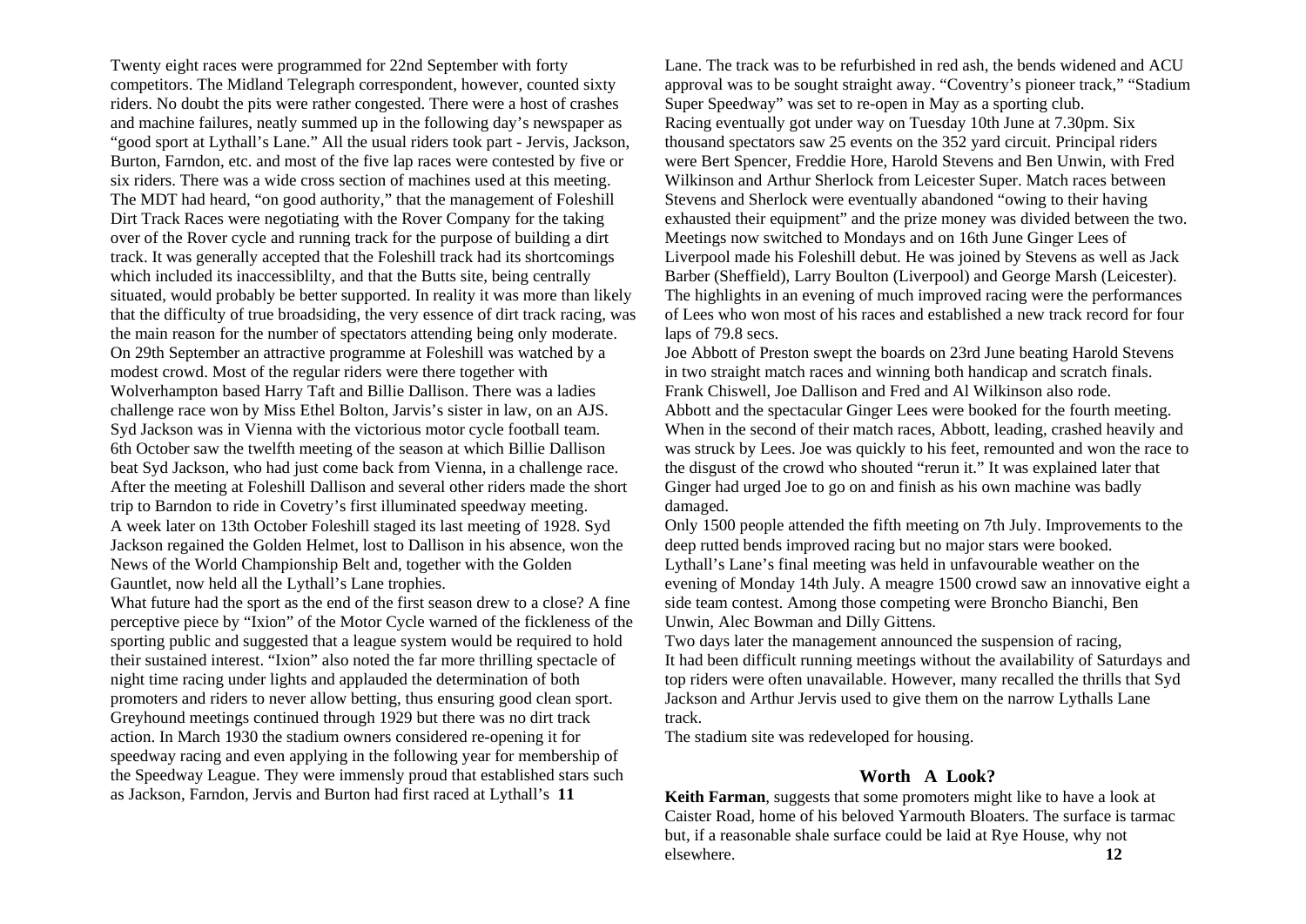Twenty eight races were programmed for 22nd September with forty competitors. The Midland Telegraph correspondent, however, counted sixty riders. No doubt the pits were rather congested. There were a host of crashes and machine failures, neatly summed up in the following day's newspaper as "good sport at Lythall's Lane." All the usual riders took part - Jervis, Jackson, Burton, Farndon, etc. and most of the five lap races were contested by five or six riders. There was a wide cross section of machines used at this meeting.

The MDT had heard, "on good authority," that the management of Foleshill Dirt Track Races were negotiating with the Rover Company for the taking over of the Rover cycle and running track for the purpose of building a dirt track. It was generally accepted that the Foleshill track had its shortcomings which included its inaccessiblilty, and that the Butts site, being centrally situated, would probably be better supported. In reality it was more than likely that the difficulty of true broadsiding, the very essence of dirt track racing, was the main reason for the number of spectators attending being only moderate.

On 29th September an attractive programme at Foleshill was watched by a modest crowd. Most of the regular riders were there together with Wolverhampton based Harry Taft and Billie Dallison. There was a ladies challenge race won by Miss Ethel Bolton, Jarvis's sister in law, on an AJS. Syd Jackson was in Vienna with the victorious motor cycle football team.

6th October saw the twelfth meeting of the season at which Billie Dallison beat Syd Jackson, who had just come back from Vienna, in a challenge race. After the meeting at Foleshill Dallison and several other riders made the short trip to Barndon to ride in Covetry's first illuminated speedway meeting.

A week later on 13th October Foleshill staged its last meeting of 1928. Syd Jackson regained the Golden Helmet, lost to Dallison in his absence, won the News of the World Championship Belt and, together with the Golden Gauntlet, now held all the Lythall's Lane trophies.

What future had the sport as the end of the first season drew to a close? A fine perceptive piece by "Ixion" of the Motor Cycle warned of the fickleness of the sporting public and suggested that a league system would be required to hold their sustained interest. "Ixion" also noted the far more thrilling spectacle of night time racing under lights and applauded the determination of both promoters and riders to never allow betting, thus ensuring good clean sport.

Greyhound meetings continued through 1929 but there was no dirt track action. In March 1930 the stadium owners considered re-opening it for speedway racing and even applying in the following year for membership of the Speedway League. They were immensely proud that established stars such as Jackson, Farndon, Jervis and Burton had first raced at Lythall's Lane. The track was to be refurbished in red ash, the bends widened and ACU approval was to be sought straight away. "Coventry's pioneer track," "Stadium Super Speedway" was set to re-open in May as a sporting club.

Racing eventually got under way on Tuesday 10th June at 7.30pm. Six thousand spectators saw 25 events on the 352 yard circuit. Principal riders were Bert Spencer, Freddie Hore, Harold Stevens and Ben Unwin, with Fred Wilkinson and Arthur Sherlock from Leicester Super. Match races between Stevens and Sherlock were eventually abandoned "owing to their having exhausted their equipment" and the prize money was divided between the two.

Meetings now switched to Mondays and on 16th June Ginger Lees of Liverpool made his Foleshill debut. He was joined by Stevens as well as Jack Barber (Sheffield), Larry Boulton (Liverpool) and George Marsh (Leicester). The highlights in an evening of much improved racing were the performances of Lees who won most of his races and established a new track record for four laps of 79.8 secs.

Joe Abbott of Preston swept the boards on 23rd June beating Harold Stevens in two straight match races and winning both handicap and scratch finals. Frank Chiswell, Joe Dallison and Fred and Al Wilkinson also rode.

Abbott and the spectacular Ginger Lees were booked for the fourth meeting. When in the second of their match races, Abbott, leading, crashed heavily and was struck by Lees. Joe was quickly to his feet, remounted and won the race to the disgust of the crowd who shouted "rerun it." It was explained later that Ginger had urged Joe to go on and finish as his own machine was badly damaged.

Only 1500 people attended the fifth meeting on 7th July. Improvements to the deep rutted bends improved racing but no major stars were booked.

Lythall's Lane's final meeting was held in unfavourable weather on the evening of Monday 14th July. A meagre 1500 crowd saw an innovative eight a side team contest. Among those competing were Broncho Bianchi, Ben Unwin, Alec Bowman and Dilly Gittens.

Two days later the management announced the suspension of racing, It had been difficult running meetings without the availability of Saturdays and top riders were often unavailable. However, many recalled the thrills that Syd Jackson and Arthur Jervis used to give them on the narrow Lythalls Lane track.

The stadium site was redeveloped for housing.

## Worth A Look?

**Keith Farman**, suggests that some promoters might like to have a look at Caister Road, home of his beloved Yarmouth Bloaters. The surface is tarmac but, if a reasonable shale surface could be laid at Rye House, why not elsewhere.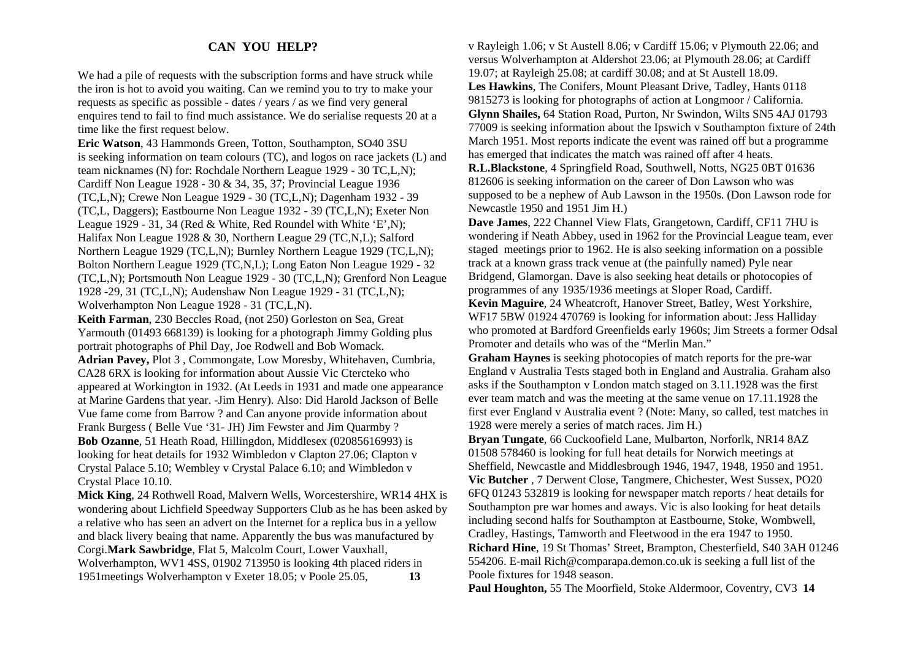## CAN YOU HELP?

We had a pile of requests with the subscription forms and have struck while the iron is hot to avoid you waiting. Can we remind you to try to make your requests as specific as possible - dates / years / as we find very general enquires tend to fail to find much assistance. We do serialise requests 20 at a time like the first request below.

**Eric Watson**, 43 Hammonds Green, Totton, Southampton, SO40 3SU is seeking information on team colours (TC), and logos on race jackets (L) and team nicknames (N) for: Rochdale Northern League 1929 - 30 TC,L,N); Cardiff Non League 1928 - 30 & 34, 35, 37; Provincial League 1936 (TC,L,N); Crewe Non League 1929 - 30 (TC,L,N); Dagenham 1932 - 39 (TC,L, Daggers); Eastbourne Non League 1932 - 39 (TC,L,N); Exeter Non League 1929 - 31, 34 (Red & White, Red Roundel with White 'E',N); Halifax Non League 1928 & 30, Northern League 29 (TC,N,L); Salford Northern League 1929 (TC,L,N); Burnley Northern League 1929 (TC,L,N); Bolton Northern League 1929 (TC,N,L); Long Eaton Non League 1929 - 32 (TC,L,N); Portsmouth Non League 1929 - 30 (TC,L,N); Grenford Non League 1928 -29, 31 (TC,L,N); Audenshaw Non League 1929 - 31 (TC,L,N); Wolverhampton Non League 1928 - 31 (TC,L,N).

**Keith Farman**, 230 Beccles Road, (not 250) Gorleston on Sea, Great Yarmouth (01493 668139) is looking for a photograph Jimmy Golding plus portrait photographs of Phil Day, Joe Rodwell and Bob Womack.

**Adrian Pavey,** Plot 3 , Commongate, Low Moresby, Whitehaven, Cumbria, CA28 6RX is looking for information about Aussie Vic Ctercteko who appeared at Workington in 1932. (At Leeds in 1931 and made one appearance at Marine Gardens that year. -Jim Henry). Also: Did Harold Jackson of Belle Vue fame come from Barrow ? and Can anyone provide information about Frank Burgess ( Belle Vue '31- JH) Jim Fewster and Jim Quarmby ?

**Bob Ozanne**, 51 Heath Road, Hillingdon, Middlesex (02085616993) is looking for heat details for 1932 Wimbledon v Clapton 27.06; Clapton v Crystal Palace 5.10; Wembley v Crystal Palace 6.10; and Wimbledon v Crystal Place 10.10.

**Mick King**, 24 Rothwell Road, Malvern Wells, Worcestershire, WR14 4HX is wondering about Lichfield Speedway Supporters Club as he has been asked by a relative who has seen an advert on the Internet for a replica bus in a yellow and black livery beaing that name. Apparently the bus was manufactured by Corgi.

**Mark Sawbridge**, Flat 5, Malcolm Court, Lower Vauxhall, Wolverhampton, WV1 4SS, 01902 713950 is looking 4th placed riders in 1951meetings Wolverhampton v Exeter 18.05; v Poole 25.05, v Rayleigh 1.06; v St Austell 8.06; v Cardiff 15.06; v Plymouth 22.06; and versus Wolverhampton at Aldershot 23.06; at Plymouth 28.06; at Cardiff 19.07; at Rayleigh 25.08; at cardiff 30.08; and at St Austell 18.09.

**Les Hawkins**, The Conifers, Mount Pleasant Drive, Tadley, Hants 0118 9815273 is looking for photographs of action at Longmoor / California.

**Glynn Shailes,** 64 Station Road, Purton, Nr Swindon, Wilts SN5 4AJ 01793 77009 is seeking information about the Ipswich v Southampton fixture of 24th March 1951. Most reports indicate the event was rained off but a programme has emerged that indicates the match was rained off after 4 heats.

**R.L.Blackstone**, 4 Springfield Road, Southwell, Notts, NG25 0BT 01636 812606 is seeking information on the career of Don Lawson who was supposed to be a nephew of Aub Lawson in the 1950s. (Don Lawson rode for Newcastle 1950 and 1951 Jim H.)

**Dave James**, 222 Channel View Flats, Grangetown, Cardiff, CF11 7HU is wondering if Neath Abbey, used in 1962 for the Provincial League team, ever staged meetings prior to 1962. He is also seeking information on a possible track at a known grass track venue at (the painfully named) Pyle near Bridgend, Glamorgan. Dave is also seeking heat details or photocopies of programmes of any 1935/1936 meetings at Sloper Road, Cardiff.

**Kevin Maguire**, 24 Wheatcroft, Hanover Street, Batley, West Yorkshire, WF17 5BW 01924 470769 is looking for information about: Jess Halliday who promoted at Bardford Greenfields early 1960s; Jim Streets a former Odsal Promoter and details who was of the "Merlin Man."

**Graham Haynes** is seeking photocopies of match reports for the pre-war England v Australia Tests staged both in England and Australia. Graham also asks if the Southampton v London match staged on 3.11.1928 was the first ever team match and was the meeting at the same venue on 17.11.1928 the first ever England v Australia event ? (Note: Many, so called, test matches in 1928 were merely a series of match races. Jim H.)

**Bryan Tungate**, 66 Cuckoofield Lane, Mulbarton, Norforlk, NR14 8AZ 01508 578460 is looking for full heat details for Norwich meetings at Sheffield, Newcastle and Middlesbrough 1946, 1947, 1948, 1950 and 1951.

**Vic Butcher** , 7 Derwent Close, Tangmere, Chichester, West Sussex, PO20 6FQ 01243 532819 is looking for newspaper match reports / heat details for Southampton pre war homes and aways. Vic is also looking for heat details including second halfs for Southampton at Eastbourne, Stoke, Wombwell, Cradley, Hastings, Tamworth and Fleetwood in the era 1947 to 1950.

**Richard Hine**, 19 St Thomas' Street, Brampton, Chesterfield, S40 3AH 01246 554206. E-mail Rich@comparapa.demon.co.uk is seeking a full list of the Poole fixtures for 1948 season.

**Paul Houghton,** 55 The Moorfield, Stoke Aldermoor, Coventry, CV3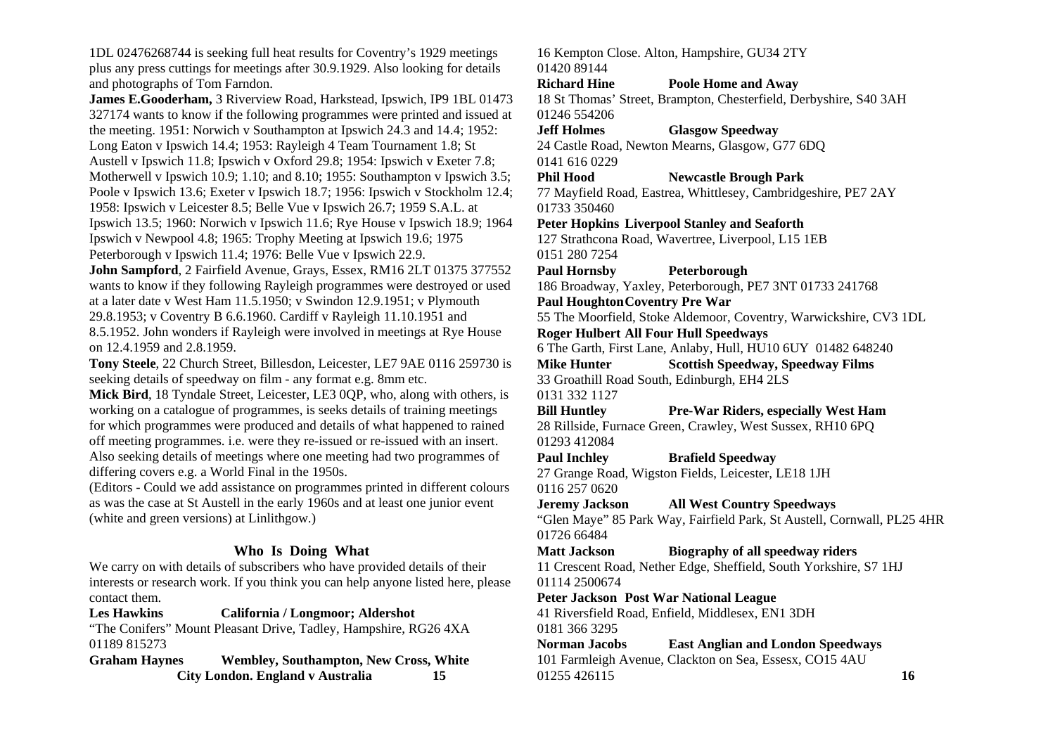1DL 02476268744 is seeking full heat results for Coventry's 1929 meetings plus any press cuttings for meetings after 30.9.1929. Also looking for details and photographs of Tom Farndon.

**James E.Gooderham,** 3 Riverview Road, Harkstead, Ipswich, IP9 1BL 01473 327174 wants to know if the following programmes were printed and issued at the meeting. 1951: Norwich v Southampton at Ipswich 24.3 and 14.4; 1952: Long Eaton v Ipswich 14.4; 1953: Rayleigh 4 Team Tournament 1.8; St Austell v Ipswich 11.8; Ipswich v Oxford 29.8; 1954: Ipswich v Exeter 7.8; Motherwell v Ipswich 10.9; 1.10; and 8.10; 1955: Southampton v Ipswich 3.5; Poole v Ipswich 13.6; Exeter v Ipswich 18.7; 1956: Ipswich v Stockholm 12.4; 1958: Ipswich v Leicester 8.5; Belle Vue v Ipswich 26.7; 1959 S.A.L. at Ipswich 13.5; 1960: Norwich v Ipswich 11.6; Rye House v Ipswich 18.9; 1964 Ipswich v Newpool 4.8; 1965: Trophy Meeting at Ipswich 19.6; 1975 Peterborough v Ipswich 11.4; 1976: Belle Vue v Ipswich 22.9.

**John Sampford**, 2 Fairfield Avenue, Grays, Essex, RM16 2LT 01375 377552 wants to know if they following Rayleigh programmes were destroyed or used at a later date v West Ham 11.5.1950; v Swindon 12.9.1951; v Plymouth 29.8.1953; v Coventry B 6.6.1960. Cardiff v Rayleigh 11.10.1951 and 8.5.1952. John wonders if Rayleigh were involved in meetings at Rye House on 12.4.1959 and 2.8.1959.

**Tony Steele**, 22 Church Street, Billesdon, Leicester, LE7 9AE 0116 259730 is seeking details of speedway on film - any format e.g. 8mm etc.

**Mick Bird**, 18 Tyndale Street, Leicester, LE3 0QP, who, along with others, is working on a catalogue of programmes, is seeks details of training meetings for which programmes were produced and details of what happened to rained off meeting programmes. i.e. were they re-issued or re-issued with an insert. Also seeking details of meetings where one meeting had two programmes of differing covers e.g. a World Final in the 1950s.

(Editors - Could we add assistance on programmes printed in different colours as was the case at St Austell in the early 1960s and at least one junior event (white and green versions) at Linlithgow.)

## Who Is Doing What

We carry on with details of subscribers who have provided details of their interests or research work. If you think you can help anyone listed here, please contact them.

**Les Hawkins** **California / Longmoor; Aldershot**
"The Conifers" Mount Pleasant Drive, Tadley, Hampshire, RG26 4XA
01189 815273

**Graham Haynes** **Wembley, Southampton, New Cross, White City London. England v Australia**
16 Kempton Close. Alton, Hampshire, GU34 2TY
01420 89144

**Richard Hine** **Poole Home and Away**
18 St Thomas' Street, Brampton, Chesterfield, Derbyshire, S40 3AH
01246 554206

**Jeff Holmes** **Glasgow Speedway**
24 Castle Road, Newton Mearns, Glasgow, G77 6DQ
0141 616 0229

**Phil Hood** **Newcastle Brough Park**
77 Mayfield Road, Eastrea, Whittlesey, Cambridgeshire, PE7 2AY
01733 350460

**Peter Hopkins** **Liverpool Stanley and Seaforth**
127 Strathcona Road, Wavertree, Liverpool, L15 1EB
0151 280 7254

**Paul Hornsby** **Peterborough**
186 Broadway, Yaxley, Peterborough, PE7 3NT 01733 241768

**Paul Houghton** **Coventry Pre War**
55 The Moorfield, Stoke Aldemoor, Coventry, Warwickshire, CV3 1DL

**Roger Hulbert** **All Four Hull Speedways**
6 The Garth, First Lane, Anlaby, Hull, HU10 6UY 01482 648240

**Mike Hunter** **Scottish Speedway, Speedway Films**
33 Groathill Road South, Edinburgh, EH4 2LS
0131 332 1127

**Bill Huntley** **Pre-War Riders, especially West Ham**
28 Rillside, Furnace Green, Crawley, West Sussex, RH10 6PQ
01293 412084

**Paul Inchley** **Brafield Speedway**
27 Grange Road, Wigston Fields, Leicester, LE18 1JH
0116 257 0620

**Jeremy Jackson** **All West Country Speedways**
"Glen Maye" 85 Park Way, Fairfield Park, St Austell, Cornwall, PL25 4HR
01726 66484

**Matt Jackson** **Biography of all speedway riders**
11 Crescent Road, Nether Edge, Sheffield, South Yorkshire, S7 1HJ
01114 2500674

**Peter Jackson** **Post War National League**
41 Riversfield Road, Enfield, Middlesex, EN1 3DH
0181 366 3295

**Norman Jacobs** **East Anglian and London Speedways**
101 Farmleigh Avenue, Clackton on Sea, Essesx, CO15 4AU
01255 426115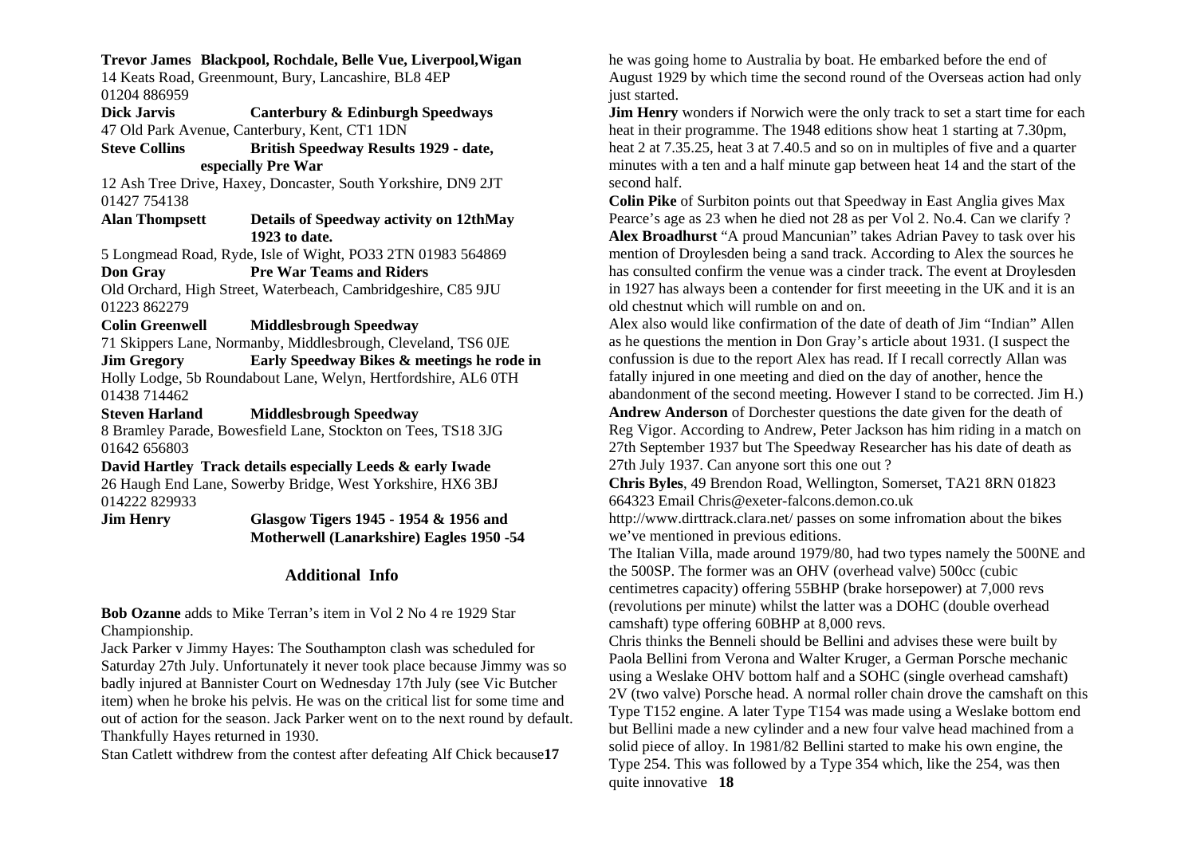**Trevor James** **Blackpool, Rochdale, Belle Vue, Liverpool,Wigan**
14 Keats Road, Greenmount, Bury, Lancashire, BL8 4EP
01204 886959

**Dick Jarvis** **Canterbury & Edinburgh Speedways**
47 Old Park Avenue, Canterbury, Kent, CT1 1DN

**Steve Collins** **British Speedway Results 1929 - date, especially Pre War**
12 Ash Tree Drive, Haxey, Doncaster, South Yorkshire, DN9 2JT
01427 754138

**Alan Thompsett** **Details of Speedway activity on 12thMay 1923 to date.**
5 Longmead Road, Ryde, Isle of Wight, PO33 2TN 01983 564869

**Don Gray** **Pre War Teams and Riders**
Old Orchard, High Street, Waterbeach, Cambridgeshire, C85 9JU
01223 862279

**Colin Greenwell** **Middlesbrough Speedway**
71 Skippers Lane, Normanby, Middlesbrough, Cleveland, TS6 0JE

**Jim Gregory** **Early Speedway Bikes & meetings he rode in**
Holly Lodge, 5b Roundabout Lane, Welyn, Hertfordshire, AL6 0TH
01438 714462

**Steven Harland** **Middlesbrough Speedway**
8 Bramley Parade, Bowesfield Lane, Stockton on Tees, TS18 3JG
01642 656803

**David Hartley** **Track details especially Leeds & early Iwade**
26 Haugh End Lane, Sowerby Bridge, West Yorkshire, HX6 3BJ
014222 829933

**Jim Henry** **Glasgow Tigers 1945 - 1954 & 1956 and Motherwell (Lanarkshire) Eagles 1950 -54**

## Additional Info

**Bob Ozanne** adds to Mike Terran's item in Vol 2 No 4 re 1929 Star Championship.

Jack Parker v Jimmy Hayes: The Southampton clash was scheduled for Saturday 27th July. Unfortunately it never took place because Jimmy was so badly injured at Bannister Court on Wednesday 17th July (see Vic Butcher item) when he broke his pelvis. He was on the critical list for some time and out of action for the season. Jack Parker went on to the next round by default. Thankfully Hayes returned in 1930.

Stan Catlett withdrew from the contest after defeating Alf Chick because he was going home to Australia by boat. He embarked before the end of August 1929 by which time the second round of the Overseas action had only just started.

**Jim Henry** wonders if Norwich were the only track to set a start time for each heat in their programme. The 1948 editions show heat 1 starting at 7.30pm, heat 2 at 7.35.25, heat 3 at 7.40.5 and so on in multiples of five and a quarter minutes with a ten and a half minute gap between heat 14 and the start of the second half.

**Colin Pike** of Surbiton points out that Speedway in East Anglia gives Max Pearce's age as 23 when he died not 28 as per Vol 2. No.4. Can we clarify ?

**Alex Broadhurst** "A proud Mancunian" takes Adrian Pavey to task over his mention of Droylesden being a sand track. According to Alex the sources he has consulted confirm the venue was a cinder track. The event at Droylesden in 1927 has always been a contender for first meeeting in the UK and it is an old chestnut which will rumble on and on.

Alex also would like confirmation of the date of death of Jim "Indian" Allen as he questions the mention in Don Gray's article about 1931. (I suspect the confussion is due to the report Alex has read. If I recall correctly Allan was fatally injured in one meeting and died on the day of another, hence the abandonment of the second meeting. However I stand to be corrected. Jim H.)

**Andrew Anderson** of Dorchester questions the date given for the death of Reg Vigor. According to Andrew, Peter Jackson has him riding in a match on 27th September 1937 but The Speedway Researcher has his date of death as 27th July 1937. Can anyone sort this one out ?

**Chris Byles**, 49 Brendon Road, Wellington, Somerset, TA21 8RN 01823 664323 Email Chris@exeter-falcons.demon.co.uk

http://www.dirttrack.clara.net/ passes on some infromation about the bikes we've mentioned in previous editions.

The Italian Villa, made around 1979/80, had two types namely the 500NE and the 500SP. The former was an OHV (overhead valve) 500cc (cubic centimetres capacity) offering 55BHP (brake horsepower) at 7,000 revs (revolutions per minute) whilst the latter was a DOHC (double overhead camshaft) type offering 60BHP at 8,000 revs.

Chris thinks the Benneli should be Bellini and advises these were built by Paola Bellini from Verona and Walter Kruger, a German Porsche mechanic using a Weslake OHV bottom half and a SOHC (single overhead camshaft) 2V (two valve) Porsche head. A normal roller chain drove the camshaft on this Type T152 engine. A later Type T154 was made using a Weslake bottom end but Bellini made a new cylinder and a new four valve head machined from a solid piece of alloy. In 1981/82 Bellini started to make his own engine, the Type 254. This was followed by a Type 354 which, like the 254, was then quite innovative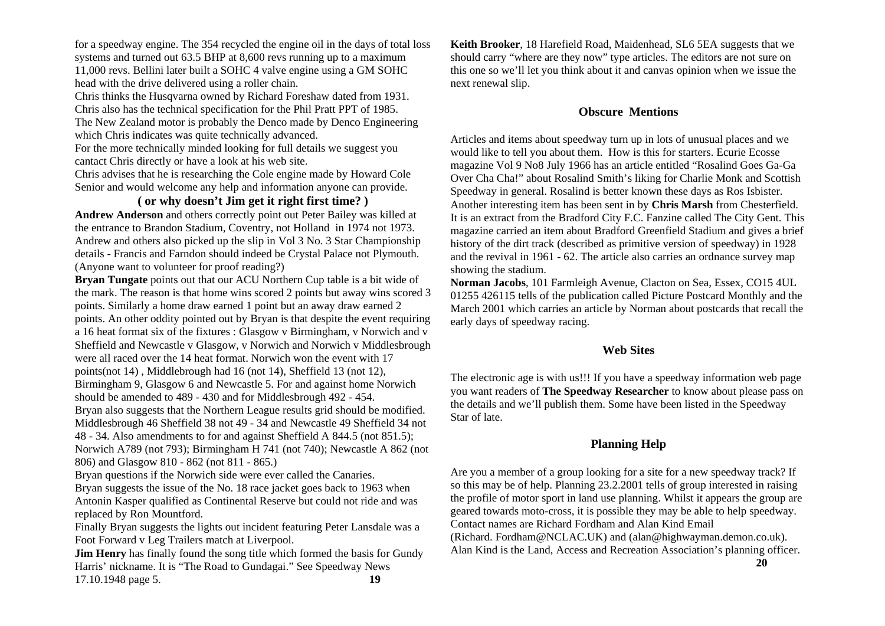for a speedway engine. The 354 recycled the engine oil in the days of total loss systems and turned out 63.5 BHP at 8,600 revs running up to a maximum 11,000 revs. Bellini later built a SOHC 4 valve engine using a GM SOHC head with the drive delivered using a roller chain.

Chris thinks the Husqvarna owned by Richard Foreshaw dated from 1931.
Chris also has the technical specification for the Phil Pratt PPT of 1985.
The New Zealand motor is probably the Denco made by Denco Engineering which Chris indicates was quite technically advanced.
For the more technically minded looking for full details we suggest you cantact Chris directly or have a look at his web site.
Chris advises that he is researching the Cole engine made by Howard Cole Senior and would welcome any help and information anyone can provide.

### ( or why doesn't Jim get it right first time? )

**Andrew Anderson** and others correctly point out Peter Bailey was killed at the entrance to Brandon Stadium, Coventry, not Holland in 1974 not 1973. Andrew and others also picked up the slip in Vol 3 No. 3 Star Championship details - Francis and Farndon should indeed be Crystal Palace not Plymouth. (Anyone want to volunteer for proof reading?)

**Bryan Tungate** points out that our ACU Northern Cup table is a bit wide of the mark. The reason is that home wins scored 2 points but away wins scored 3 points. Similarly a home draw earned 1 point but an away draw earned 2 points. An other oddity pointed out by Bryan is that despite the event requiring a 16 heat format six of the fixtures : Glasgow v Birmingham, v Norwich and v Sheffield and Newcastle v Glasgow, v Norwich and Norwich v Middlesbrough were all raced over the 14 heat format. Norwich won the event with 17 points(not 14) , Middlebrough had 16 (not 14), Sheffield 13 (not 12), Birmingham 9, Glasgow 6 and Newcastle 5. For and against home Norwich should be amended to 489 - 430 and for Middlesbrough 492 - 454.
Bryan also suggests that the Northern League results grid should be modified. Middlesbrough 46 Sheffield 38 not 49 - 34 and Newcastle 49 Sheffield 34 not 48 - 34. Also amendments to for and against Sheffield A 844.5 (not 851.5); Norwich A789 (not 793); Birmingham H 741 (not 740); Newcastle A 862 (not 806) and Glasgow 810 - 862 (not 811 - 865.)
Bryan questions if the Norwich side were ever called the Canaries.
Bryan suggests the issue of the No. 18 race jacket goes back to 1963 when Antonin Kasper qualified as Continental Reserve but could not ride and was replaced by Ron Mountford.
Finally Bryan suggests the lights out incident featuring Peter Lansdale was a Foot Forward v Leg Trailers match at Liverpool.

**Jim Henry** has finally found the song title which formed the basis for Gundy Harris' nickname. It is "The Road to Gundagai." See Speedway News 17.10.1948 page 5.

**Keith Brooker**, 18 Harefield Road, Maidenhead, SL6 5EA suggests that we should carry "where are they now" type articles. The editors are not sure on this one so we'll let you think about it and canvas opinion when we issue the next renewal slip.

## Obscure Mentions

Articles and items about speedway turn up in lots of unusual places and we would like to tell you about them. How is this for starters. Ecurie Ecosse magazine Vol 9 No8 July 1966 has an article entitled "Rosalind Goes Ga-Ga Over Cha Cha!" about Rosalind Smith's liking for Charlie Monk and Scottish Speedway in general. Rosalind is better known these days as Ros Isbister.
Another interesting item has been sent in by **Chris Marsh** from Chesterfield. It is an extract from the Bradford City F.C. Fanzine called The City Gent. This magazine carried an item about Bradford Greenfield Stadium and gives a brief history of the dirt track (described as primitive version of speedway) in 1928 and the revival in 1961 - 62. The article also carries an ordnance survey map showing the stadium.

**Norman Jacobs**, 101 Farmleigh Avenue, Clacton on Sea, Essex, CO15 4UL 01255 426115 tells of the publication called Picture Postcard Monthly and the March 2001 which carries an article by Norman about postcards that recall the early days of speedway racing.

## Web Sites

The electronic age is with us!!! If you have a speedway information web page you want readers of **The Speedway Researcher** to know about please pass on the details and we'll publish them. Some have been listed in the Speedway Star of late.

## Planning Help

Are you a member of a group looking for a site for a new speedway track? If so this may be of help. Planning 23.2.2001 tells of group interested in raising the profile of motor sport in land use planning. Whilst it appears the group are geared towards moto-cross, it is possible they may be able to help speedway. Contact names are Richard Fordham and Alan Kind Email (Richard. Fordham@NCLAC.UK) and (alan@highwayman.demon.co.uk). Alan Kind is the Land, Access and Recreation Association's planning officer.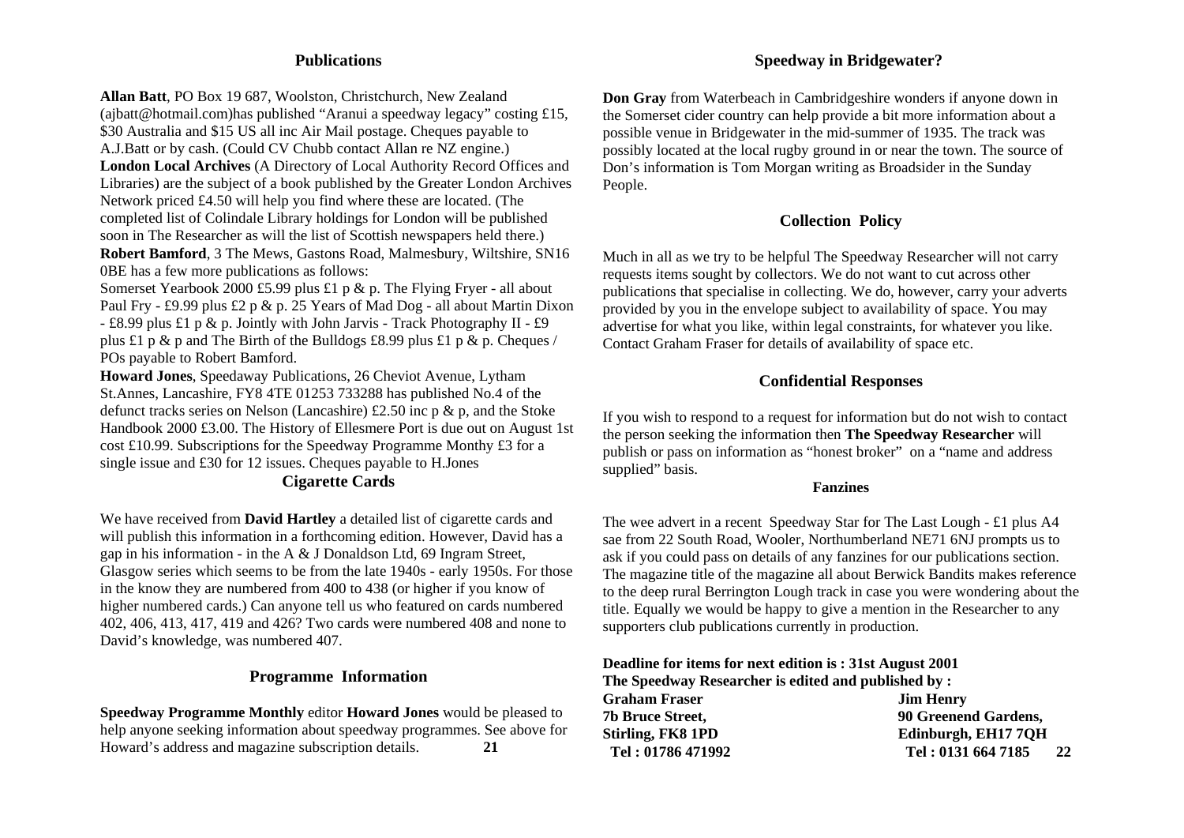## Publications

**Allan Batt**, PO Box 19 687, Woolston, Christchurch, New Zealand (ajbatt@hotmail.com)has published "Aranui a speedway legacy" costing £15, $30 Australia and $15 US all inc Air Mail postage. Cheques payable to A.J.Batt or by cash. (Could CV Chubb contact Allan re NZ engine.)

**London Local Archives** (A Directory of Local Authority Record Offices and Libraries) are the subject of a book published by the Greater London Archives Network priced £4.50 will help you find where these are located. (The completed list of Colindale Library holdings for London will be published soon in The Researcher as will the list of Scottish newspapers held there.)

**Robert Bamford**, 3 The Mews, Gastons Road, Malmesbury, Wiltshire, SN16 0BE has a few more publications as follows:

Somerset Yearbook 2000 £5.99 plus £1 p & p. The Flying Fryer - all about Paul Fry - £9.99 plus £2 p & p. 25 Years of Mad Dog - all about Martin Dixon - £8.99 plus £1 p & p. Jointly with John Jarvis - Track Photography II - £9 plus £1 p & p and The Birth of the Bulldogs £8.99 plus £1 p & p. Cheques / POs payable to Robert Bamford.

**Howard Jones**, Speedaway Publications, 26 Cheviot Avenue, Lytham St.Annes, Lancashire, FY8 4TE 01253 733288 has published No.4 of the defunct tracks series on Nelson (Lancashire) £2.50 inc p & p, and the Stoke Handbook 2000 £3.00. The History of Ellesmere Port is due out on August 1st cost £10.99. Subscriptions for the Speedway Programme Monthy £3 for a single issue and £30 for 12 issues. Cheques payable to H.Jones

## Cigarette Cards

We have received from **David Hartley** a detailed list of cigarette cards and will publish this information in a forthcoming edition. However, David has a gap in his information - in the A & J Donaldson Ltd, 69 Ingram Street, Glasgow series which seems to be from the late 1940s - early 1950s. For those in the know they are numbered from 400 to 438 (or higher if you know of higher numbered cards.) Can anyone tell us who featured on cards numbered 402, 406, 413, 417, 419 and 426? Two cards were numbered 408 and none to David's knowledge, was numbered 407.

## Programme Information

**Speedway Programme Monthly** editor **Howard Jones** would be pleased to help anyone seeking information about speedway programmes. See above for Howard's address and magazine subscription details.

## Speedway in Bridgewater?

**Don Gray** from Waterbeach in Cambridgeshire wonders if anyone down in the Somerset cider country can help provide a bit more information about a possible venue in Bridgewater in the mid-summer of 1935. The track was possibly located at the local rugby ground in or near the town. The source of Don's information is Tom Morgan writing as Broadsider in the Sunday People.

## Collection Policy

Much in all as we try to be helpful The Speedway Researcher will not carry requests items sought by collectors. We do not want to cut across other publications that specialise in collecting. We do, however, carry your adverts provided by you in the envelope subject to availability of space. You may advertise for what you like, within legal constraints, for whatever you like. Contact Graham Fraser for details of availability of space etc.

## Confidential Responses

If you wish to respond to a request for information but do not wish to contact the person seeking the information then **The Speedway Researcher** will publish or pass on information as "honest broker" on a "name and address supplied" basis.

### Fanzines

The wee advert in a recent Speedway Star for The Last Lough - £1 plus A4 sae from 22 South Road, Wooler, Northumberland NE71 6NJ prompts us to ask if you could pass on details of any fanzines for our publications section. The magazine title of the magazine all about Berwick Bandits makes reference to the deep rural Berrington Lough track in case you were wondering about the title. Equally we would be happy to give a mention in the Researcher to any supporters club publications currently in production.

**Deadline for items for next edition is : 31st August 2001**
**The Speedway Researcher is edited and published by :**

**Graham Fraser**
**7b Bruce Street,**
**Stirling, FK8 1PD**
**Tel : 01786 471992**

**Jim Henry**
**90 Greenend Gardens,**
**Edinburgh, EH17 7QH**
**Tel : 0131 664 7185**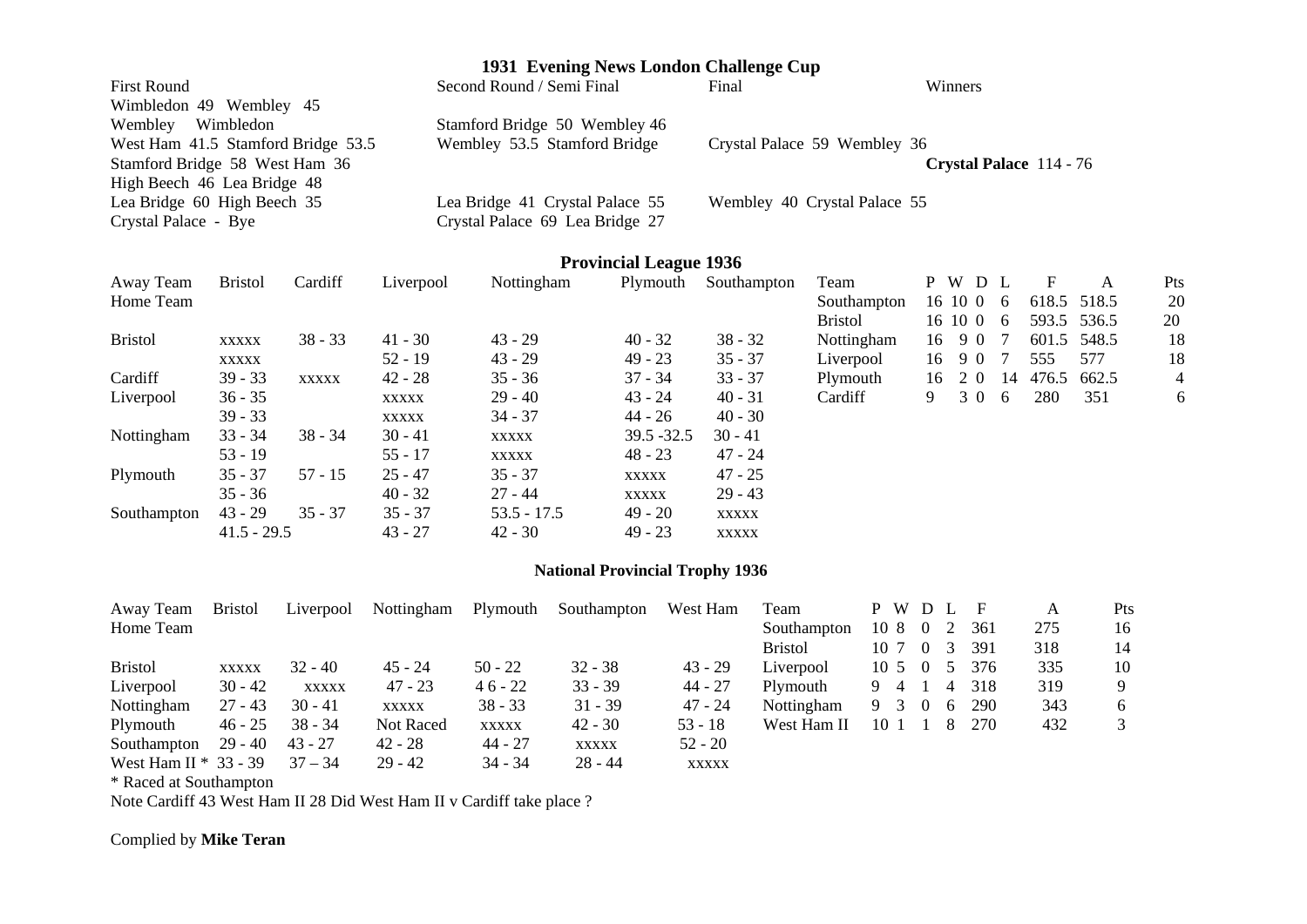# 1931 Evening News London Challenge Cup

| First Round | Second Round / Semi Final | Final | Winners |
|---|---|---|---|
| Wimbledon 49 Wembley 45 | | | |
| Wembley Wimbledon | Stamford Bridge 50 Wembley 46 | | |
| West Ham 41.5 Stamford Bridge 53.5 | Wembley 53.5 Stamford Bridge | Crystal Palace 59 Wembley 36 | |
| Stamford Bridge 58 West Ham 36 | | | **Crystal Palace** 114 - 76 |
| High Beech 46 Lea Bridge 48 | | | |
| Lea Bridge 60 High Beech 35 | Lea Bridge 41 Crystal Palace 55 | Wembley 40 Crystal Palace 55 | |
| Crystal Palace - Bye | Crystal Palace 69 Lea Bridge 27 | | |

## Provincial League 1936

| Away Team / Home Team | Bristol | Cardiff | Liverpool | Nottingham | Plymouth | Southampton |
|---|---|---|---|---|---|---|
| Bristol | xxxxx | 38 - 33 | 41 - 30 | 43 - 29 | 40 - 32 | 38 - 32 |
| | xxxxx | | 52 - 19 | 43 - 29 | 49 - 23 | 35 - 37 |
| Cardiff | 39 - 33 | xxxxx | 42 - 28 | 35 - 36 | 37 - 34 | 33 - 37 |
| Liverpool | 36 - 35 | | xxxxx | 29 - 40 | 43 - 24 | 40 - 31 |
| | 39 - 33 | | xxxxx | 34 - 37 | 44 - 26 | 40 - 30 |
| Nottingham | 33 - 34 | 38 - 34 | 30 - 41 | xxxxx | 39.5 -32.5 | 30 - 41 |
| | 53 - 19 | | 55 - 17 | xxxxx | 48 - 23 | 47 - 24 |
| Plymouth | 35 - 37 | 57 - 15 | 25 - 47 | 35 - 37 | xxxxx | 47 - 25 |
| | 35 - 36 | | 40 - 32 | 27 - 44 | xxxxx | 29 - 43 |
| Southampton | 43 - 29 | 35 - 37 | 35 - 37 | 53.5 - 17.5 | 49 - 20 | xxxxx |
| | 41.5 - 29.5 | | 43 - 27 | 42 - 30 | 49 - 23 | xxxxx |

| Team | P | W | D | L | F | A | Pts |
|---|---|---|---|---|---|---|---|
| Southampton | 16 | 10 | 0 | 6 | 618.5 | 518.5 | 20 |
| Bristol | 16 | 10 | 0 | 6 | 593.5 | 536.5 | 20 |
| Nottingham | 16 | 9 | 0 | 7 | 601.5 | 548.5 | 18 |
| Liverpool | 16 | 9 | 0 | 7 | 555 | 577 | 18 |
| Plymouth | 16 | 2 | 0 | 14 | 476.5 | 662.5 | 4 |
| Cardiff | 9 | 3 | 0 | 6 | 280 | 351 | 6 |

## National Provincial Trophy 1936

| Away Team / Home Team | Bristol | Liverpool | Nottingham | Plymouth | Southampton | West Ham |
|---|---|---|---|---|---|---|
| Bristol | xxxxx | 32 - 40 | 45 - 24 | 50 - 22 | 32 - 38 | 43 - 29 |
| Liverpool | 30 - 42 | xxxxx | 47 - 23 | 4 6 - 22 | 33 - 39 | 44 - 27 |
| Nottingham | 27 - 43 | 30 - 41 | xxxxx | 38 - 33 | 31 - 39 | 47 - 24 |
| Plymouth | 46 - 25 | 38 - 34 | Not Raced | xxxxx | 42 - 30 | 53 - 18 |
| Southampton | 29 - 40 | 43 - 27 | 42 - 28 | 44 - 27 | xxxxx | 52 - 20 |
| West Ham II * | 33 - 39 | 37 – 34 | 29 - 42 | 34 - 34 | 28 - 44 | xxxxx |

| Team | P | W | D | L | F | A | Pts |
|---|---|---|---|---|---|---|---|
| Southampton | 10 | 8 | 0 | 2 | 361 | 275 | 16 |
| Bristol | 10 | 7 | 0 | 3 | 391 | 318 | 14 |
| Liverpool | 10 | 5 | 0 | 5 | 376 | 335 | 10 |
| Plymouth | 9 | 4 | 1 | 4 | 318 | 319 | 9 |
| Nottingham | 9 | 3 | 0 | 6 | 290 | 343 | 6 |
| West Ham II | 10 | 1 | 1 | 8 | 270 | 432 | 3 |

* Raced at Southampton

Note Cardiff 43 West Ham II 28 Did West Ham II v Cardiff take place ?

Complied by **Mike Teran**